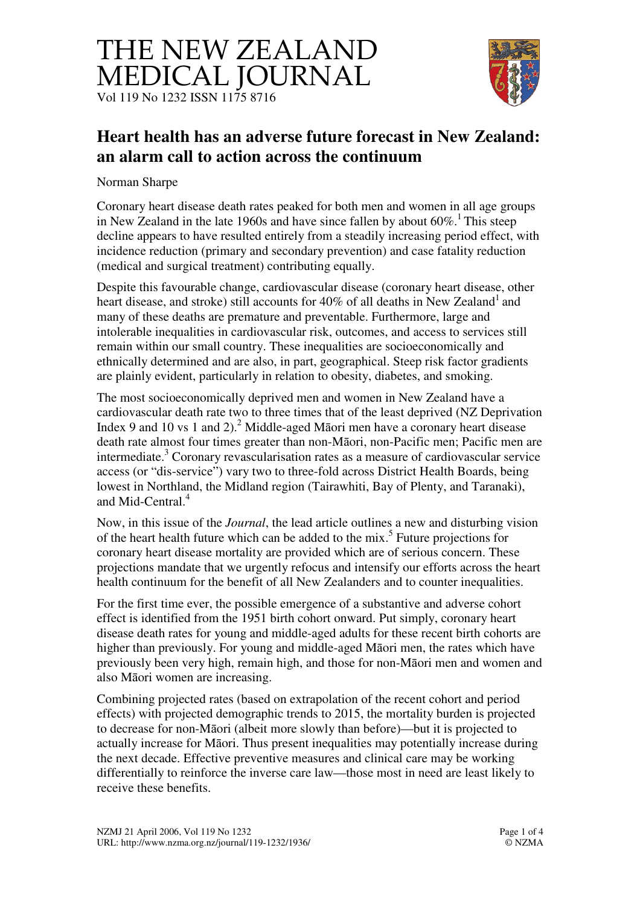# THE NEW ZEALAND MEDICAL JOURNAL

Vol 119 No 1232 ISSN 1175 8716

## Heart health has an adverse future forecast in New Zealand: an alarm call to action across the continuum

Norman Sharpe

Coronary heart disease death rates peaked for both men and women in all age groups in New Zealand in the late 1960s and have since fallen by about 60%.[1] This steep decline appears to have resulted entirely from a steadily increasing period effect, with incidence reduction (primary and secondary prevention) and case fatality reduction (medical and surgical treatment) contributing equally.

Despite this favourable change, cardiovascular disease (coronary heart disease, other heart disease, and stroke) still accounts for 40% of all deaths in New Zealand[1] and many of these deaths are premature and preventable. Furthermore, large and intolerable inequalities in cardiovascular risk, outcomes, and access to services still remain within our small country. These inequalities are socioeconomically and ethnically determined and are also, in part, geographical. Steep risk factor gradients are plainly evident, particularly in relation to obesity, diabetes, and smoking.

The most socioeconomically deprived men and women in New Zealand have a cardiovascular death rate two to three times that of the least deprived (NZ Deprivation Index 9 and 10 vs 1 and 2).[2] Middle-aged Māori men have a coronary heart disease death rate almost four times greater than non-Māori, non-Pacific men; Pacific men are intermediate.[3] Coronary revascularisation rates as a measure of cardiovascular service access (or "dis-service") vary two to three-fold across District Health Boards, being lowest in Northland, the Midland region (Tairawhiti, Bay of Plenty, and Taranaki), and Mid-Central.[4]

Now, in this issue of the *Journal*, the lead article outlines a new and disturbing vision of the heart health future which can be added to the mix.[5] Future projections for coronary heart disease mortality are provided which are of serious concern. These projections mandate that we urgently refocus and intensify our efforts across the heart health continuum for the benefit of all New Zealanders and to counter inequalities.

For the first time ever, the possible emergence of a substantive and adverse cohort effect is identified from the 1951 birth cohort onward. Put simply, coronary heart disease death rates for young and middle-aged adults for these recent birth cohorts are higher than previously. For young and middle-aged Māori men, the rates which have previously been very high, remain high, and those for non-Māori men and women and also Māori women are increasing.

Combining projected rates (based on extrapolation of the recent cohort and period effects) with projected demographic trends to 2015, the mortality burden is projected to decrease for non-Māori (albeit more slowly than before)—but it is projected to actually increase for Māori. Thus present inequalities may potentially increase during the next decade. Effective preventive measures and clinical care may be working differentially to reinforce the inverse care law—those most in need are least likely to receive these benefits.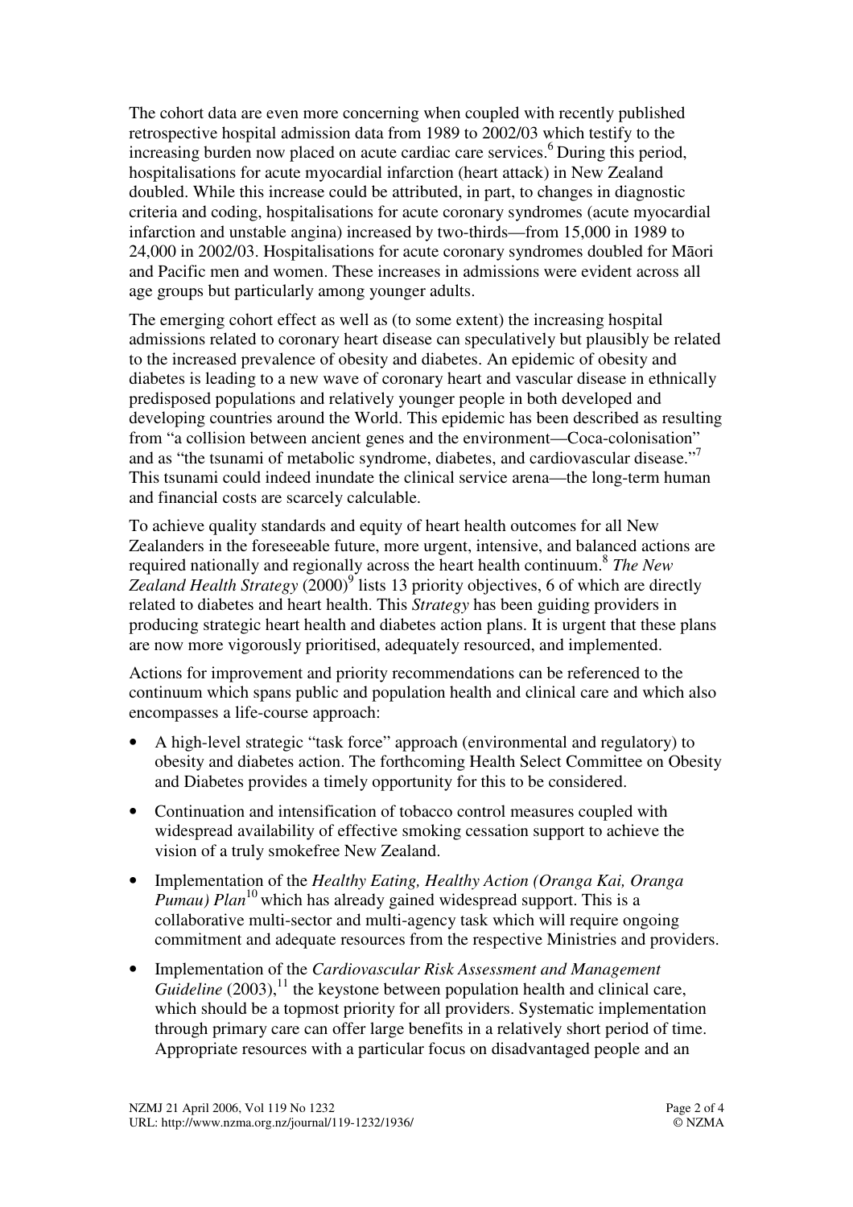The cohort data are even more concerning when coupled with recently published retrospective hospital admission data from 1989 to 2002/03 which testify to the increasing burden now placed on acute cardiac care services.[6] During this period, hospitalisations for acute myocardial infarction (heart attack) in New Zealand doubled. While this increase could be attributed, in part, to changes in diagnostic criteria and coding, hospitalisations for acute coronary syndromes (acute myocardial infarction and unstable angina) increased by two-thirds—from 15,000 in 1989 to 24,000 in 2002/03. Hospitalisations for acute coronary syndromes doubled for Māori and Pacific men and women. These increases in admissions were evident across all age groups but particularly among younger adults.

The emerging cohort effect as well as (to some extent) the increasing hospital admissions related to coronary heart disease can speculatively but plausibly be related to the increased prevalence of obesity and diabetes. An epidemic of obesity and diabetes is leading to a new wave of coronary heart and vascular disease in ethnically predisposed populations and relatively younger people in both developed and developing countries around the World. This epidemic has been described as resulting from "a collision between ancient genes and the environment—Coca-colonisation" and as "the tsunami of metabolic syndrome, diabetes, and cardiovascular disease."[7] This tsunami could indeed inundate the clinical service arena—the long-term human and financial costs are scarcely calculable.

To achieve quality standards and equity of heart health outcomes for all New Zealanders in the foreseeable future, more urgent, intensive, and balanced actions are required nationally and regionally across the heart health continuum.[8] *The New Zealand Health Strategy* (2000)[9] lists 13 priority objectives, 6 of which are directly related to diabetes and heart health. This *Strategy* has been guiding providers in producing strategic heart health and diabetes action plans. It is urgent that these plans are now more vigorously prioritised, adequately resourced, and implemented.

Actions for improvement and priority recommendations can be referenced to the continuum which spans public and population health and clinical care and which also encompasses a life-course approach:

- A high-level strategic "task force" approach (environmental and regulatory) to obesity and diabetes action. The forthcoming Health Select Committee on Obesity and Diabetes provides a timely opportunity for this to be considered.
- Continuation and intensification of tobacco control measures coupled with widespread availability of effective smoking cessation support to achieve the vision of a truly smokefree New Zealand.
- Implementation of the *Healthy Eating, Healthy Action (Oranga Kai, Oranga Pumau) Plan*[10] which has already gained widespread support. This is a collaborative multi-sector and multi-agency task which will require ongoing commitment and adequate resources from the respective Ministries and providers.
- Implementation of the *Cardiovascular Risk Assessment and Management Guideline* (2003),[11] the keystone between population health and clinical care, which should be a topmost priority for all providers. Systematic implementation through primary care can offer large benefits in a relatively short period of time. Appropriate resources with a particular focus on disadvantaged people and an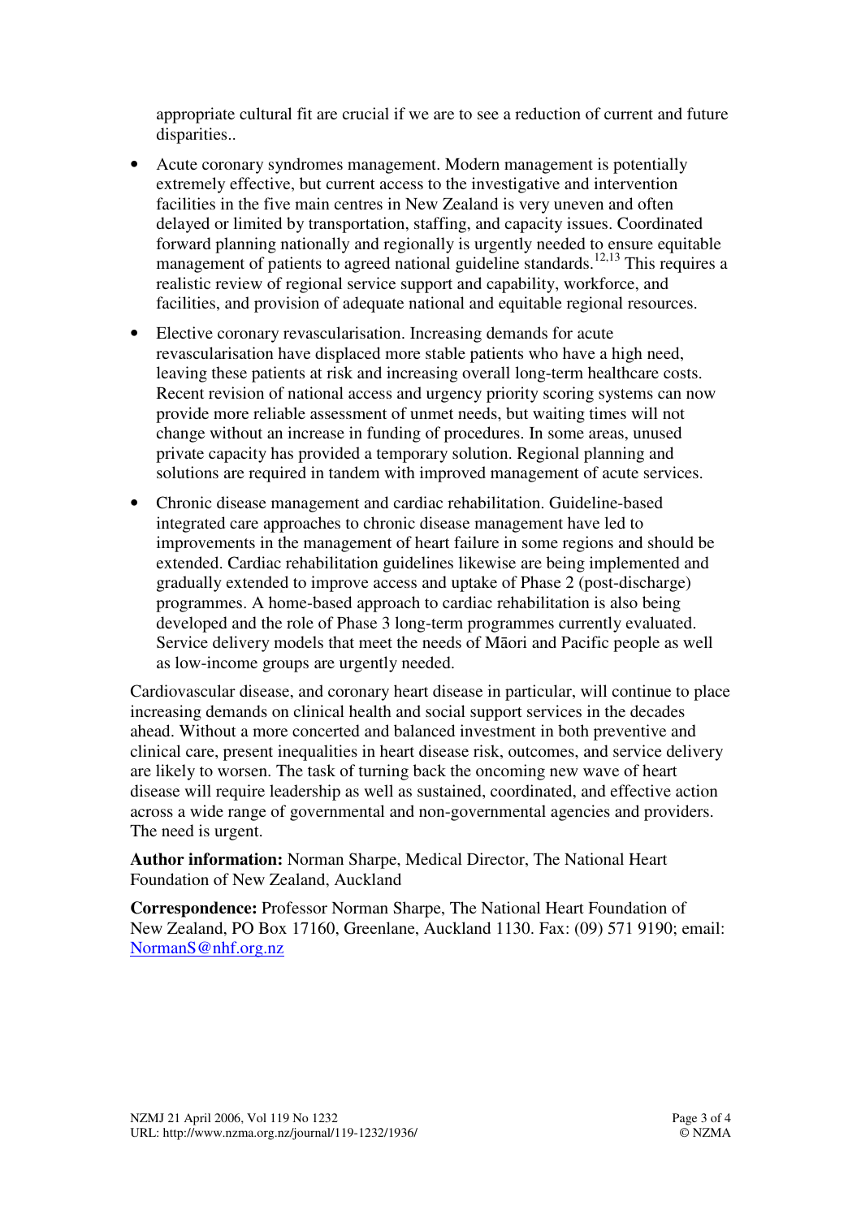appropriate cultural fit are crucial if we are to see a reduction of current and future disparities..

- Acute coronary syndromes management. Modern management is potentially extremely effective, but current access to the investigative and intervention facilities in the five main centres in New Zealand is very uneven and often delayed or limited by transportation, staffing, and capacity issues. Coordinated forward planning nationally and regionally is urgently needed to ensure equitable management of patients to agreed national guideline standards.[12,13] This requires a realistic review of regional service support and capability, workforce, and facilities, and provision of adequate national and equitable regional resources.
- Elective coronary revascularisation. Increasing demands for acute revascularisation have displaced more stable patients who have a high need, leaving these patients at risk and increasing overall long-term healthcare costs. Recent revision of national access and urgency priority scoring systems can now provide more reliable assessment of unmet needs, but waiting times will not change without an increase in funding of procedures. In some areas, unused private capacity has provided a temporary solution. Regional planning and solutions are required in tandem with improved management of acute services.
- Chronic disease management and cardiac rehabilitation. Guideline-based integrated care approaches to chronic disease management have led to improvements in the management of heart failure in some regions and should be extended. Cardiac rehabilitation guidelines likewise are being implemented and gradually extended to improve access and uptake of Phase 2 (post-discharge) programmes. A home-based approach to cardiac rehabilitation is also being developed and the role of Phase 3 long-term programmes currently evaluated. Service delivery models that meet the needs of Māori and Pacific people as well as low-income groups are urgently needed.

Cardiovascular disease, and coronary heart disease in particular, will continue to place increasing demands on clinical health and social support services in the decades ahead. Without a more concerted and balanced investment in both preventive and clinical care, present inequalities in heart disease risk, outcomes, and service delivery are likely to worsen. The task of turning back the oncoming new wave of heart disease will require leadership as well as sustained, coordinated, and effective action across a wide range of governmental and non-governmental agencies and providers. The need is urgent.

**Author information:** Norman Sharpe, Medical Director, The National Heart Foundation of New Zealand, Auckland

**Correspondence:** Professor Norman Sharpe, The National Heart Foundation of New Zealand, PO Box 17160, Greenlane, Auckland 1130. Fax: (09) 571 9190; email: NormanS@nhf.org.nz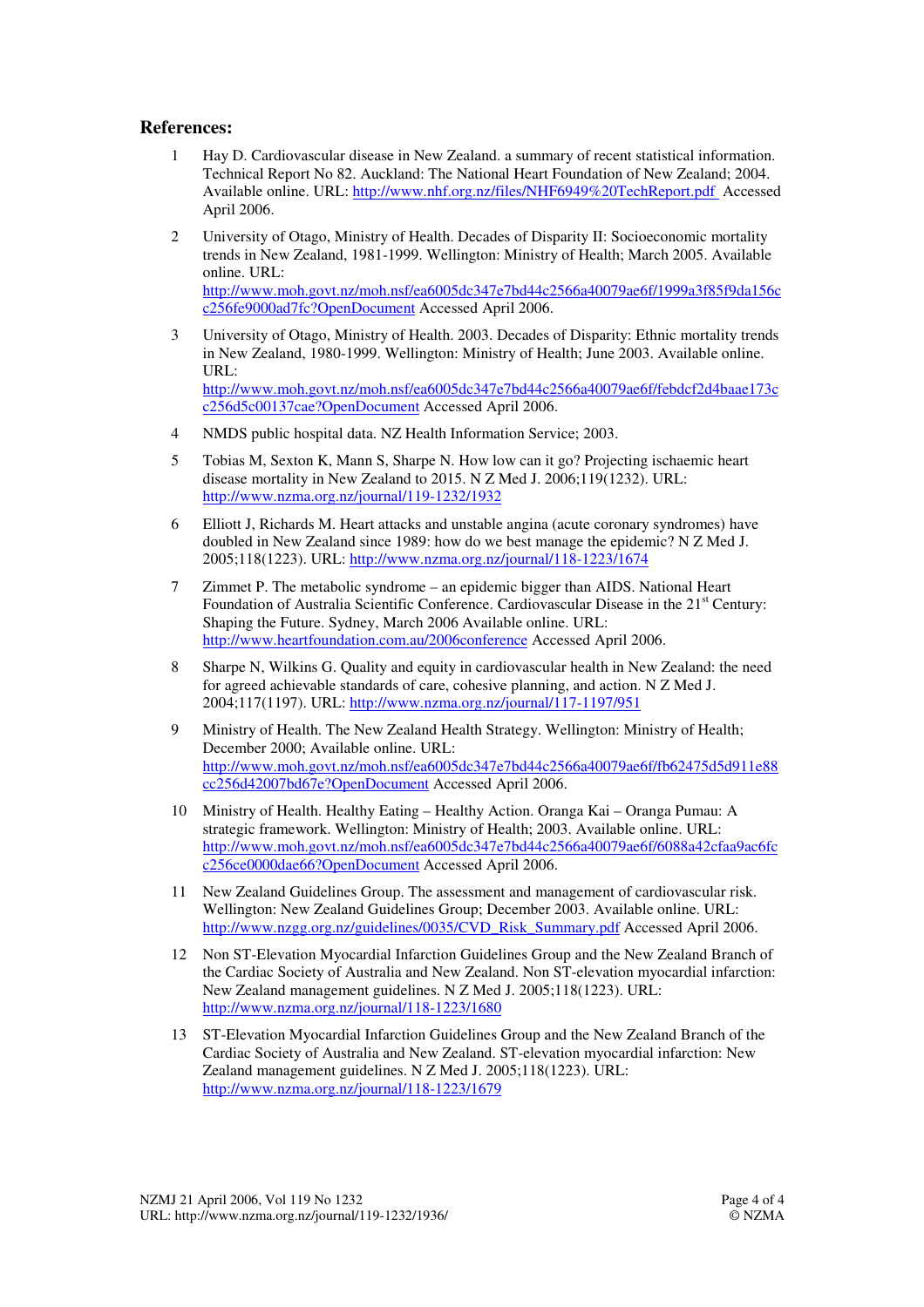## References:

1. Hay D. Cardiovascular disease in New Zealand. a summary of recent statistical information. Technical Report No 82. Auckland: The National Heart Foundation of New Zealand; 2004. Available online. URL: http://www.nhf.org.nz/files/NHF6949%20TechReport.pdf Accessed April 2006.
2. University of Otago, Ministry of Health. Decades of Disparity II: Socioeconomic mortality trends in New Zealand, 1981-1999. Wellington: Ministry of Health; March 2005. Available online. URL: http://www.moh.govt.nz/moh.nsf/ea6005dc347e7bd44c2566a40079ae6f/1999a3f85f9da156cc256fe9000ad7fc?OpenDocument Accessed April 2006.
3. University of Otago, Ministry of Health. 2003. Decades of Disparity: Ethnic mortality trends in New Zealand, 1980-1999. Wellington: Ministry of Health; June 2003. Available online. URL: http://www.moh.govt.nz/moh.nsf/ea6005dc347e7bd44c2566a40079ae6f/febdcf2d4baae173cc256d5c00137cae?OpenDocument Accessed April 2006.
4. NMDS public hospital data. NZ Health Information Service; 2003.
5. Tobias M, Sexton K, Mann S, Sharpe N. How low can it go? Projecting ischaemic heart disease mortality in New Zealand to 2015. N Z Med J. 2006;119(1232). URL: http://www.nzma.org.nz/journal/119-1232/1932
6. Elliott J, Richards M. Heart attacks and unstable angina (acute coronary syndromes) have doubled in New Zealand since 1989: how do we best manage the epidemic? N Z Med J. 2005;118(1223). URL: http://www.nzma.org.nz/journal/118-1223/1674
7. Zimmet P. The metabolic syndrome – an epidemic bigger than AIDS. National Heart Foundation of Australia Scientific Conference. Cardiovascular Disease in the 21st Century: Shaping the Future. Sydney, March 2006 Available online. URL: http://www.heartfoundation.com.au/2006conference Accessed April 2006.
8. Sharpe N, Wilkins G. Quality and equity in cardiovascular health in New Zealand: the need for agreed achievable standards of care, cohesive planning, and action. N Z Med J. 2004;117(1197). URL: http://www.nzma.org.nz/journal/117-1197/951
9. Ministry of Health. The New Zealand Health Strategy. Wellington: Ministry of Health; December 2000; Available online. URL: http://www.moh.govt.nz/moh.nsf/ea6005dc347e7bd44c2566a40079ae6f/fb62475d5d911e88cc256d42007bd67e?OpenDocument Accessed April 2006.
10. Ministry of Health. Healthy Eating – Healthy Action. Oranga Kai – Oranga Pumau: A strategic framework. Wellington: Ministry of Health; 2003. Available online. URL: http://www.moh.govt.nz/moh.nsf/ea6005dc347e7bd44c2566a40079ae6f/6088a42cfaa9ac6fcc256ce0000dae66?OpenDocument Accessed April 2006.
11. New Zealand Guidelines Group. The assessment and management of cardiovascular risk. Wellington: New Zealand Guidelines Group; December 2003. Available online. URL: http://www.nzgg.org.nz/guidelines/0035/CVD_Risk_Summary.pdf Accessed April 2006.
12. Non ST-Elevation Myocardial Infarction Guidelines Group and the New Zealand Branch of the Cardiac Society of Australia and New Zealand. Non ST-elevation myocardial infarction: New Zealand management guidelines. N Z Med J. 2005;118(1223). URL: http://www.nzma.org.nz/journal/118-1223/1680
13. ST-Elevation Myocardial Infarction Guidelines Group and the New Zealand Branch of the Cardiac Society of Australia and New Zealand. ST-elevation myocardial infarction: New Zealand management guidelines. N Z Med J. 2005;118(1223). URL: http://www.nzma.org.nz/journal/118-1223/1679